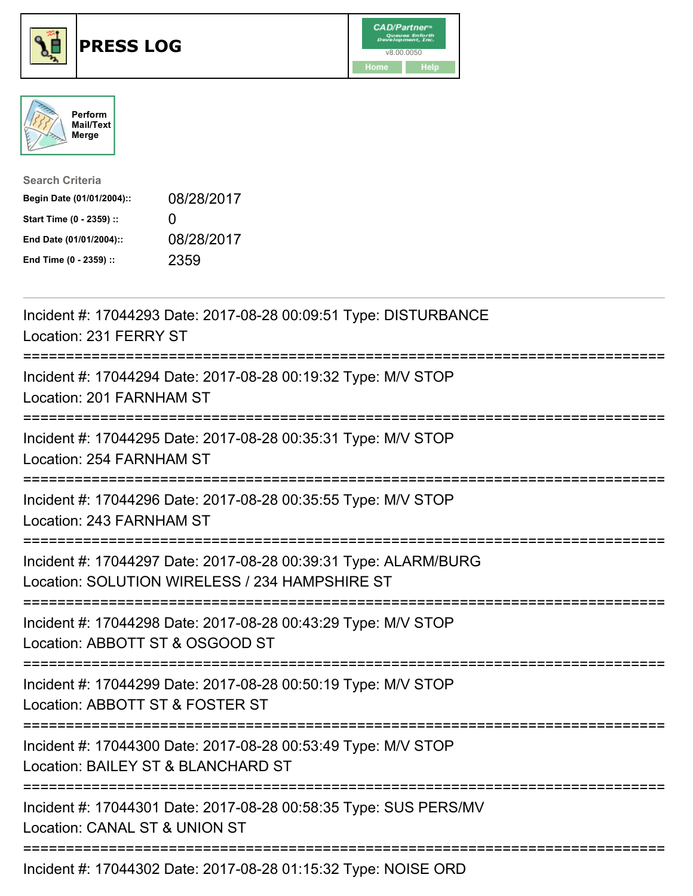# PRESS LOG

Perform Mail/Text Merge

**Search Criteria**

| | |
|---|---|
| **Begin Date (01/01/2004)::** | 08/28/2017 |
| **Start Time (0 - 2359) ::** | 0 |
| **End Date (01/01/2004)::** | 08/28/2017 |
| **End Time (0 - 2359) ::** | 2359 |

---

Incident #: 17044293 Date: 2017-08-28 00:09:51 Type: DISTURBANCE
Location: 231 FERRY ST

===========================================================================

Incident #: 17044294 Date: 2017-08-28 00:19:32 Type: M/V STOP
Location: 201 FARNHAM ST

===========================================================================

Incident #: 17044295 Date: 2017-08-28 00:35:31 Type: M/V STOP
Location: 254 FARNHAM ST

===========================================================================

Incident #: 17044296 Date: 2017-08-28 00:35:55 Type: M/V STOP
Location: 243 FARNHAM ST

===========================================================================

Incident #: 17044297 Date: 2017-08-28 00:39:31 Type: ALARM/BURG
Location: SOLUTION WIRELESS / 234 HAMPSHIRE ST

===========================================================================

Incident #: 17044298 Date: 2017-08-28 00:43:29 Type: M/V STOP
Location: ABBOTT ST & OSGOOD ST

===========================================================================

Incident #: 17044299 Date: 2017-08-28 00:50:19 Type: M/V STOP
Location: ABBOTT ST & FOSTER ST

===========================================================================

Incident #: 17044300 Date: 2017-08-28 00:53:49 Type: M/V STOP
Location: BAILEY ST & BLANCHARD ST

===========================================================================

Incident #: 17044301 Date: 2017-08-28 00:58:35 Type: SUS PERS/MV
Location: CANAL ST & UNION ST

===========================================================================

Incident #: 17044302 Date: 2017-08-28 01:15:32 Type: NOISE ORD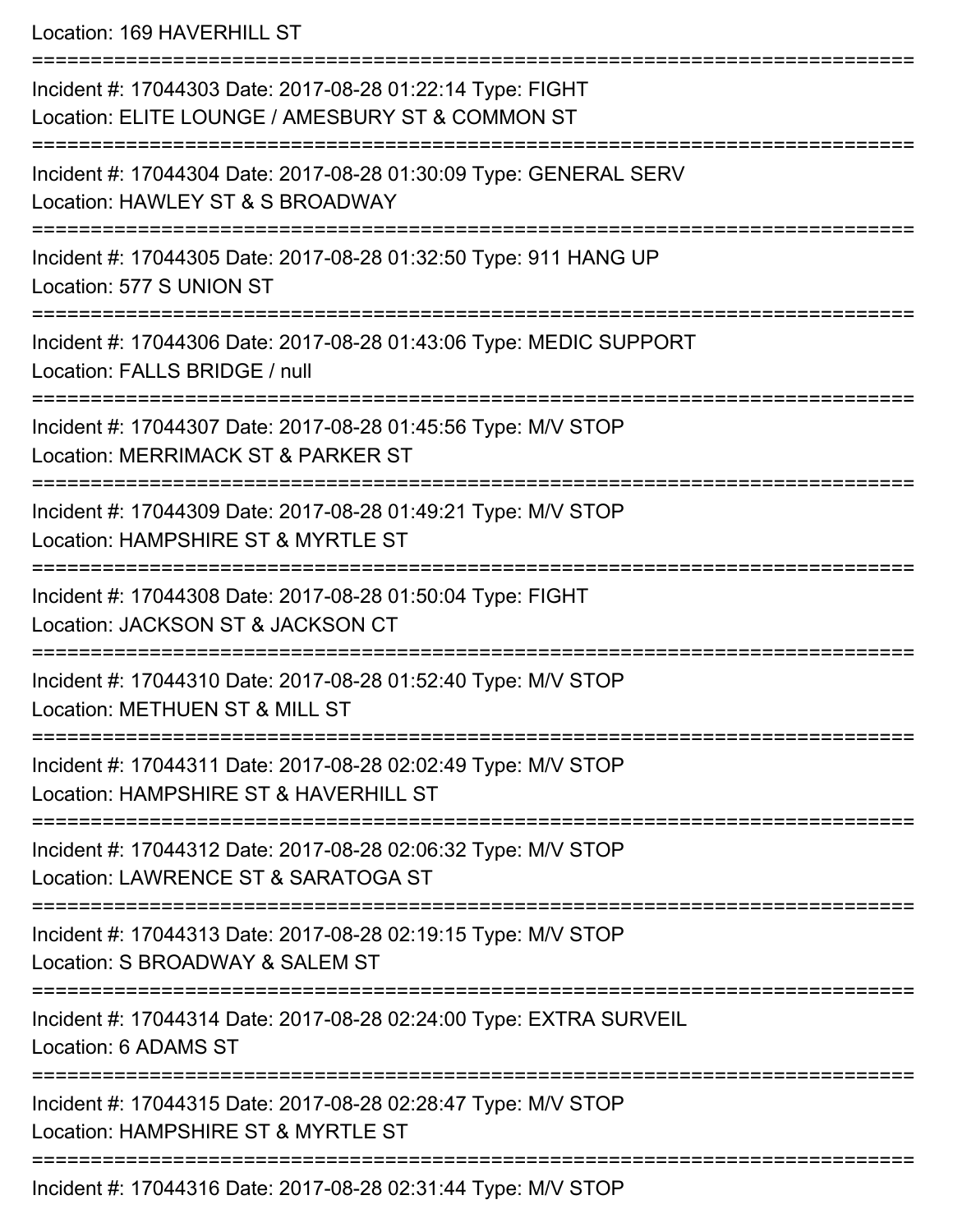Location: 169 HAVERHILL ST

===========================================================================

Incident #: 17044303 Date: 2017-08-28 01:22:14 Type: FIGHT
Location: ELITE LOUNGE / AMESBURY ST & COMMON ST

===========================================================================

Incident #: 17044304 Date: 2017-08-28 01:30:09 Type: GENERAL SERV
Location: HAWLEY ST & S BROADWAY

===========================================================================

Incident #: 17044305 Date: 2017-08-28 01:32:50 Type: 911 HANG UP
Location: 577 S UNION ST

===========================================================================

Incident #: 17044306 Date: 2017-08-28 01:43:06 Type: MEDIC SUPPORT
Location: FALLS BRIDGE / null

===========================================================================

Incident #: 17044307 Date: 2017-08-28 01:45:56 Type: M/V STOP
Location: MERRIMACK ST & PARKER ST

===========================================================================

Incident #: 17044309 Date: 2017-08-28 01:49:21 Type: M/V STOP
Location: HAMPSHIRE ST & MYRTLE ST

===========================================================================

Incident #: 17044308 Date: 2017-08-28 01:50:04 Type: FIGHT
Location: JACKSON ST & JACKSON CT

===========================================================================

Incident #: 17044310 Date: 2017-08-28 01:52:40 Type: M/V STOP
Location: METHUEN ST & MILL ST

===========================================================================

Incident #: 17044311 Date: 2017-08-28 02:02:49 Type: M/V STOP
Location: HAMPSHIRE ST & HAVERHILL ST

===========================================================================

Incident #: 17044312 Date: 2017-08-28 02:06:32 Type: M/V STOP
Location: LAWRENCE ST & SARATOGA ST

===========================================================================

Incident #: 17044313 Date: 2017-08-28 02:19:15 Type: M/V STOP
Location: S BROADWAY & SALEM ST

===========================================================================

Incident #: 17044314 Date: 2017-08-28 02:24:00 Type: EXTRA SURVEIL
Location: 6 ADAMS ST

===========================================================================

Incident #: 17044315 Date: 2017-08-28 02:28:47 Type: M/V STOP
Location: HAMPSHIRE ST & MYRTLE ST

===========================================================================

Incident #: 17044316 Date: 2017-08-28 02:31:44 Type: M/V STOP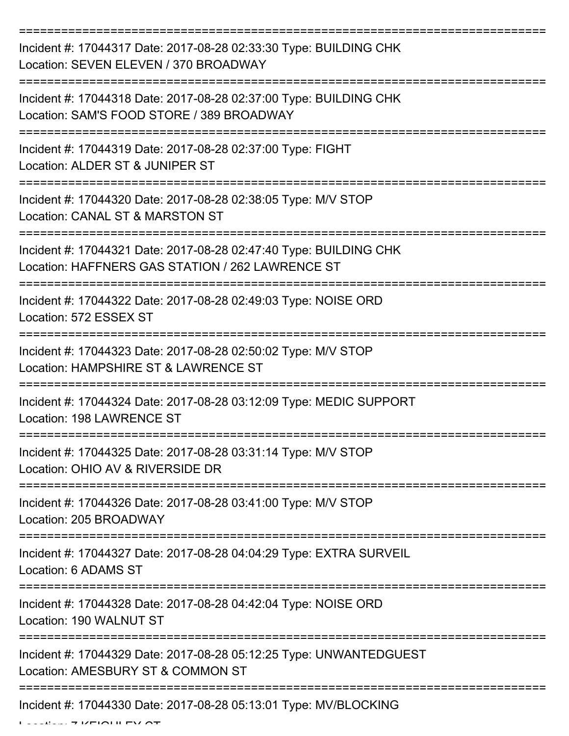Incident #: 17044317 Date: 2017-08-28 02:33:30 Type: BUILDING CHK
Location: SEVEN ELEVEN / 370 BROADWAY

Incident #: 17044318 Date: 2017-08-28 02:37:00 Type: BUILDING CHK
Location: SAM'S FOOD STORE / 389 BROADWAY

Incident #: 17044319 Date: 2017-08-28 02:37:00 Type: FIGHT
Location: ALDER ST & JUNIPER ST

Incident #: 17044320 Date: 2017-08-28 02:38:05 Type: M/V STOP
Location: CANAL ST & MARSTON ST

Incident #: 17044321 Date: 2017-08-28 02:47:40 Type: BUILDING CHK
Location: HAFFNERS GAS STATION / 262 LAWRENCE ST

Incident #: 17044322 Date: 2017-08-28 02:49:03 Type: NOISE ORD
Location: 572 ESSEX ST

Incident #: 17044323 Date: 2017-08-28 02:50:02 Type: M/V STOP
Location: HAMPSHIRE ST & LAWRENCE ST

Incident #: 17044324 Date: 2017-08-28 03:12:09 Type: MEDIC SUPPORT
Location: 198 LAWRENCE ST

Incident #: 17044325 Date: 2017-08-28 03:31:14 Type: M/V STOP
Location: OHIO AV & RIVERSIDE DR

Incident #: 17044326 Date: 2017-08-28 03:41:00 Type: M/V STOP
Location: 205 BROADWAY

Incident #: 17044327 Date: 2017-08-28 04:04:29 Type: EXTRA SURVEIL
Location: 6 ADAMS ST

Incident #: 17044328 Date: 2017-08-28 04:42:04 Type: NOISE ORD
Location: 190 WALNUT ST

Incident #: 17044329 Date: 2017-08-28 05:12:25 Type: UNWANTEDGUEST
Location: AMESBURY ST & COMMON ST

Incident #: 17044330 Date: 2017-08-28 05:13:01 Type: MV/BLOCKING
Location: 7 KEIGHLEY ST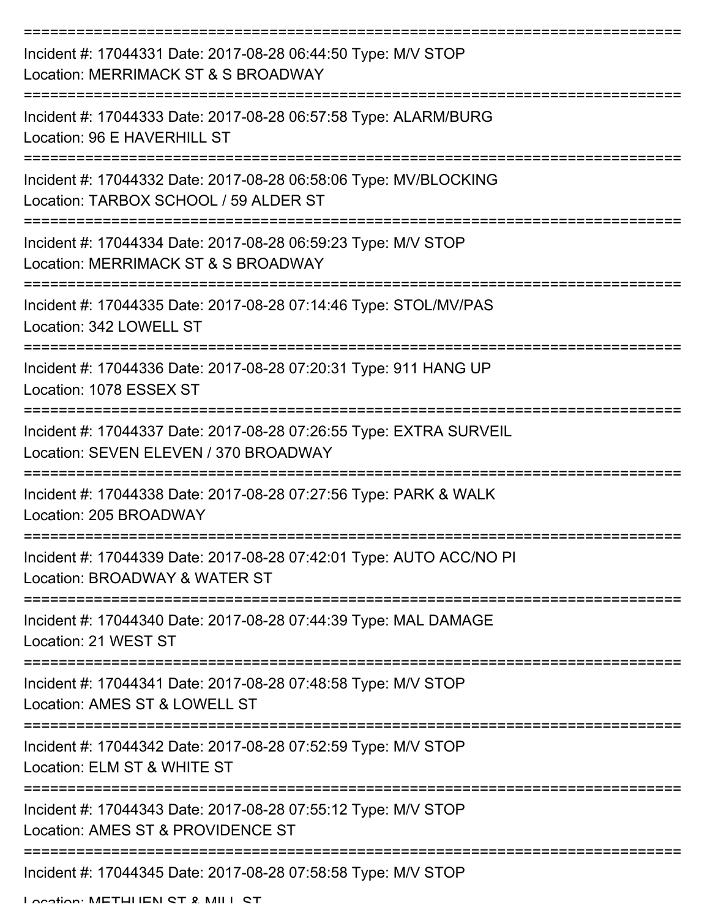===========================================================================

Incident #: 17044331 Date: 2017-08-28 06:44:50 Type: M/V STOP
Location: MERRIMACK ST & S BROADWAY

===========================================================================

Incident #: 17044333 Date: 2017-08-28 06:57:58 Type: ALARM/BURG
Location: 96 E HAVERHILL ST

===========================================================================

Incident #: 17044332 Date: 2017-08-28 06:58:06 Type: MV/BLOCKING
Location: TARBOX SCHOOL / 59 ALDER ST

===========================================================================

Incident #: 17044334 Date: 2017-08-28 06:59:23 Type: M/V STOP
Location: MERRIMACK ST & S BROADWAY

===========================================================================

Incident #: 17044335 Date: 2017-08-28 07:14:46 Type: STOL/MV/PAS
Location: 342 LOWELL ST

===========================================================================

Incident #: 17044336 Date: 2017-08-28 07:20:31 Type: 911 HANG UP
Location: 1078 ESSEX ST

===========================================================================

Incident #: 17044337 Date: 2017-08-28 07:26:55 Type: EXTRA SURVEIL
Location: SEVEN ELEVEN / 370 BROADWAY

===========================================================================

Incident #: 17044338 Date: 2017-08-28 07:27:56 Type: PARK & WALK
Location: 205 BROADWAY

===========================================================================

Incident #: 17044339 Date: 2017-08-28 07:42:01 Type: AUTO ACC/NO PI
Location: BROADWAY & WATER ST

===========================================================================

Incident #: 17044340 Date: 2017-08-28 07:44:39 Type: MAL DAMAGE
Location: 21 WEST ST

===========================================================================

Incident #: 17044341 Date: 2017-08-28 07:48:58 Type: M/V STOP
Location: AMES ST & LOWELL ST

===========================================================================

Incident #: 17044342 Date: 2017-08-28 07:52:59 Type: M/V STOP
Location: ELM ST & WHITE ST

===========================================================================

Incident #: 17044343 Date: 2017-08-28 07:55:12 Type: M/V STOP
Location: AMES ST & PROVIDENCE ST

===========================================================================

Incident #: 17044345 Date: 2017-08-28 07:58:58 Type: M/V STOP
Location: METHUEN ST & MILL ST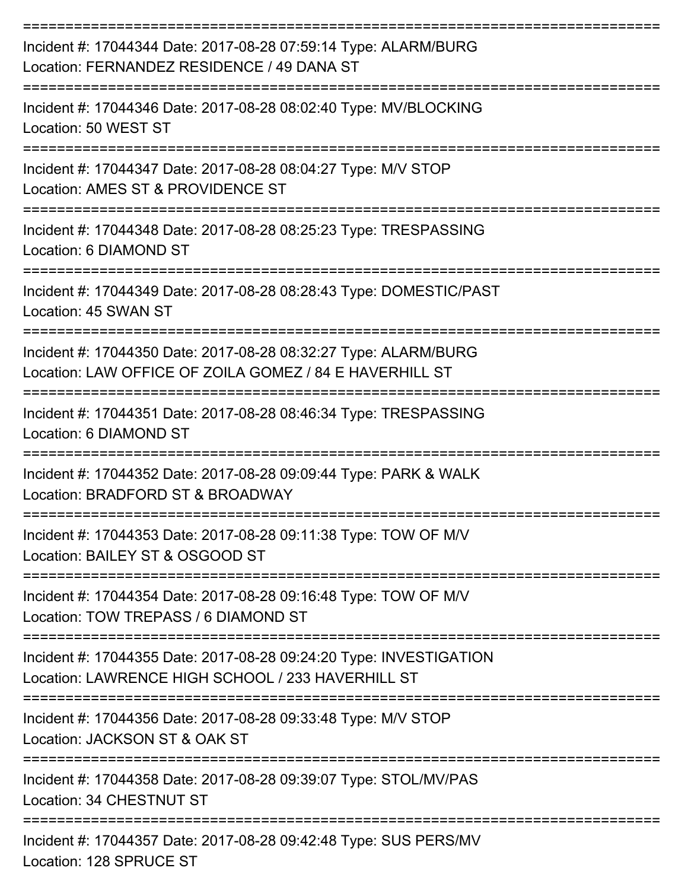===========================================================================

Incident #: 17044344 Date: 2017-08-28 07:59:14 Type: ALARM/BURG
Location: FERNANDEZ RESIDENCE / 49 DANA ST

===========================================================================

Incident #: 17044346 Date: 2017-08-28 08:02:40 Type: MV/BLOCKING
Location: 50 WEST ST

===========================================================================

Incident #: 17044347 Date: 2017-08-28 08:04:27 Type: M/V STOP
Location: AMES ST & PROVIDENCE ST

===========================================================================

Incident #: 17044348 Date: 2017-08-28 08:25:23 Type: TRESPASSING
Location: 6 DIAMOND ST

===========================================================================

Incident #: 17044349 Date: 2017-08-28 08:28:43 Type: DOMESTIC/PAST
Location: 45 SWAN ST

===========================================================================

Incident #: 17044350 Date: 2017-08-28 08:32:27 Type: ALARM/BURG
Location: LAW OFFICE OF ZOILA GOMEZ / 84 E HAVERHILL ST

===========================================================================

Incident #: 17044351 Date: 2017-08-28 08:46:34 Type: TRESPASSING
Location: 6 DIAMOND ST

===========================================================================

Incident #: 17044352 Date: 2017-08-28 09:09:44 Type: PARK & WALK
Location: BRADFORD ST & BROADWAY

===========================================================================

Incident #: 17044353 Date: 2017-08-28 09:11:38 Type: TOW OF M/V
Location: BAILEY ST & OSGOOD ST

===========================================================================

Incident #: 17044354 Date: 2017-08-28 09:16:48 Type: TOW OF M/V
Location: TOW TREPASS / 6 DIAMOND ST

===========================================================================

Incident #: 17044355 Date: 2017-08-28 09:24:20 Type: INVESTIGATION
Location: LAWRENCE HIGH SCHOOL / 233 HAVERHILL ST

===========================================================================

Incident #: 17044356 Date: 2017-08-28 09:33:48 Type: M/V STOP
Location: JACKSON ST & OAK ST

===========================================================================

Incident #: 17044358 Date: 2017-08-28 09:39:07 Type: STOL/MV/PAS
Location: 34 CHESTNUT ST

===========================================================================

Incident #: 17044357 Date: 2017-08-28 09:42:48 Type: SUS PERS/MV
Location: 128 SPRUCE ST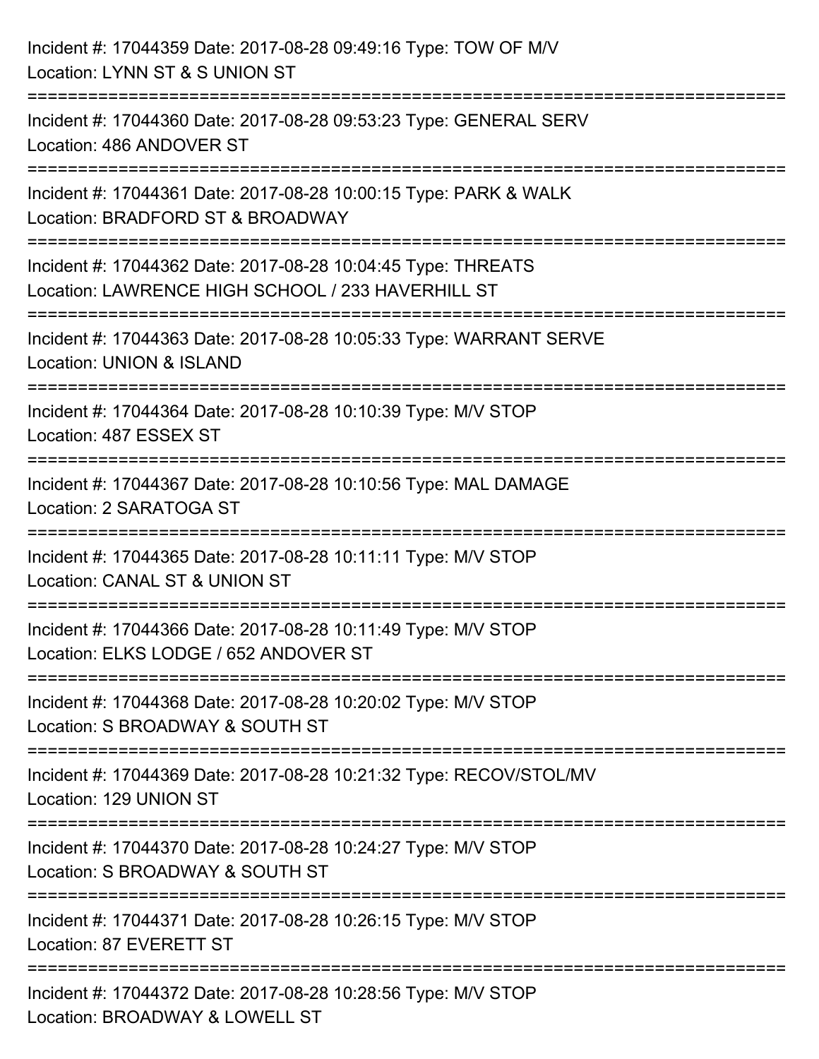Incident #: 17044359 Date: 2017-08-28 09:49:16 Type: TOW OF M/V
Location: LYNN ST & S UNION ST

===========================================================================

Incident #: 17044360 Date: 2017-08-28 09:53:23 Type: GENERAL SERV
Location: 486 ANDOVER ST

===========================================================================

Incident #: 17044361 Date: 2017-08-28 10:00:15 Type: PARK & WALK
Location: BRADFORD ST & BROADWAY

===========================================================================

Incident #: 17044362 Date: 2017-08-28 10:04:45 Type: THREATS
Location: LAWRENCE HIGH SCHOOL / 233 HAVERHILL ST

===========================================================================

Incident #: 17044363 Date: 2017-08-28 10:05:33 Type: WARRANT SERVE
Location: UNION & ISLAND

===========================================================================

Incident #: 17044364 Date: 2017-08-28 10:10:39 Type: M/V STOP
Location: 487 ESSEX ST

===========================================================================

Incident #: 17044367 Date: 2017-08-28 10:10:56 Type: MAL DAMAGE
Location: 2 SARATOGA ST

===========================================================================

Incident #: 17044365 Date: 2017-08-28 10:11:11 Type: M/V STOP
Location: CANAL ST & UNION ST

===========================================================================

Incident #: 17044366 Date: 2017-08-28 10:11:49 Type: M/V STOP
Location: ELKS LODGE / 652 ANDOVER ST

===========================================================================

Incident #: 17044368 Date: 2017-08-28 10:20:02 Type: M/V STOP
Location: S BROADWAY & SOUTH ST

===========================================================================

Incident #: 17044369 Date: 2017-08-28 10:21:32 Type: RECOV/STOL/MV
Location: 129 UNION ST

===========================================================================

Incident #: 17044370 Date: 2017-08-28 10:24:27 Type: M/V STOP
Location: S BROADWAY & SOUTH ST

===========================================================================

Incident #: 17044371 Date: 2017-08-28 10:26:15 Type: M/V STOP
Location: 87 EVERETT ST

===========================================================================

Incident #: 17044372 Date: 2017-08-28 10:28:56 Type: M/V STOP
Location: BROADWAY & LOWELL ST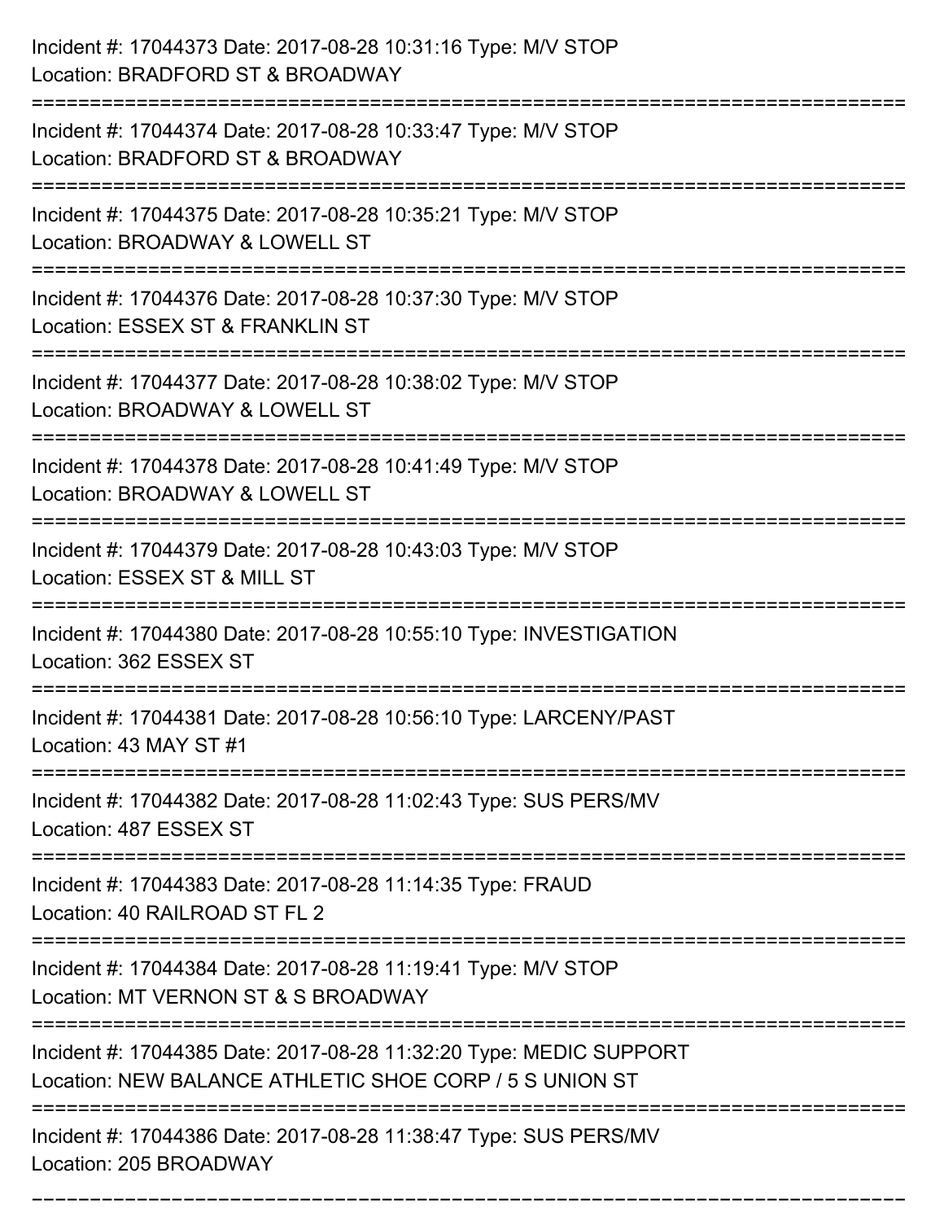Incident #: 17044373 Date: 2017-08-28 10:31:16 Type: M/V STOP
Location: BRADFORD ST & BROADWAY

===========================================================================

Incident #: 17044374 Date: 2017-08-28 10:33:47 Type: M/V STOP
Location: BRADFORD ST & BROADWAY

===========================================================================

Incident #: 17044375 Date: 2017-08-28 10:35:21 Type: M/V STOP
Location: BROADWAY & LOWELL ST

===========================================================================

Incident #: 17044376 Date: 2017-08-28 10:37:30 Type: M/V STOP
Location: ESSEX ST & FRANKLIN ST

===========================================================================

Incident #: 17044377 Date: 2017-08-28 10:38:02 Type: M/V STOP
Location: BROADWAY & LOWELL ST

===========================================================================

Incident #: 17044378 Date: 2017-08-28 10:41:49 Type: M/V STOP
Location: BROADWAY & LOWELL ST

===========================================================================

Incident #: 17044379 Date: 2017-08-28 10:43:03 Type: M/V STOP
Location: ESSEX ST & MILL ST

===========================================================================

Incident #: 17044380 Date: 2017-08-28 10:55:10 Type: INVESTIGATION
Location: 362 ESSEX ST

===========================================================================

Incident #: 17044381 Date: 2017-08-28 10:56:10 Type: LARCENY/PAST
Location: 43 MAY ST #1

===========================================================================

Incident #: 17044382 Date: 2017-08-28 11:02:43 Type: SUS PERS/MV
Location: 487 ESSEX ST

===========================================================================

Incident #: 17044383 Date: 2017-08-28 11:14:35 Type: FRAUD
Location: 40 RAILROAD ST FL 2

===========================================================================

Incident #: 17044384 Date: 2017-08-28 11:19:41 Type: M/V STOP
Location: MT VERNON ST & S BROADWAY

===========================================================================

Incident #: 17044385 Date: 2017-08-28 11:32:20 Type: MEDIC SUPPORT
Location: NEW BALANCE ATHLETIC SHOE CORP / 5 S UNION ST

===========================================================================

Incident #: 17044386 Date: 2017-08-28 11:38:47 Type: SUS PERS/MV
Location: 205 BROADWAY

===========================================================================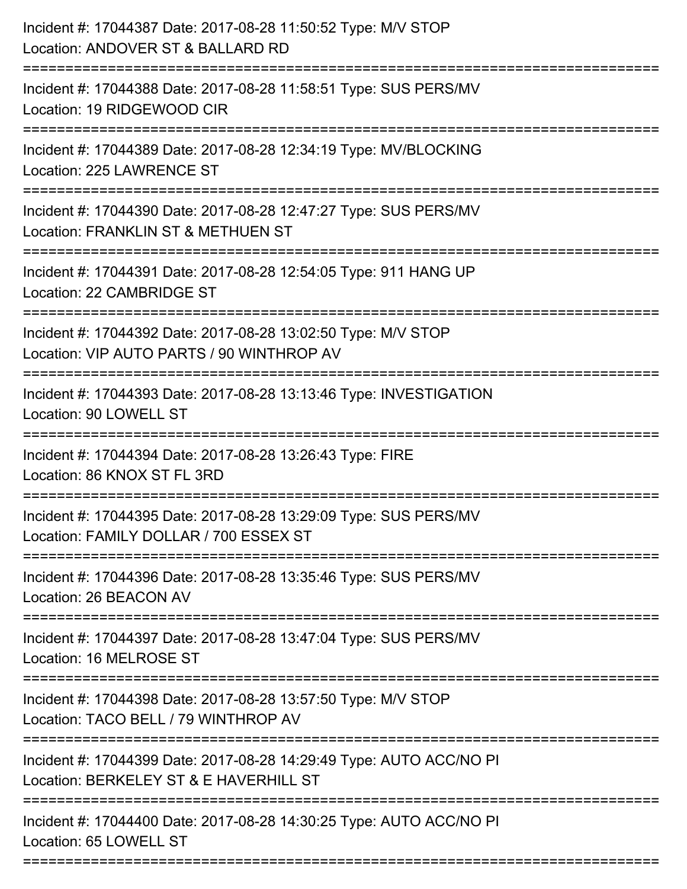Incident #: 17044387 Date: 2017-08-28 11:50:52 Type: M/V STOP
Location: ANDOVER ST & BALLARD RD

===========================================================================

Incident #: 17044388 Date: 2017-08-28 11:58:51 Type: SUS PERS/MV
Location: 19 RIDGEWOOD CIR

===========================================================================

Incident #: 17044389 Date: 2017-08-28 12:34:19 Type: MV/BLOCKING
Location: 225 LAWRENCE ST

===========================================================================

Incident #: 17044390 Date: 2017-08-28 12:47:27 Type: SUS PERS/MV
Location: FRANKLIN ST & METHUEN ST

===========================================================================

Incident #: 17044391 Date: 2017-08-28 12:54:05 Type: 911 HANG UP
Location: 22 CAMBRIDGE ST

===========================================================================

Incident #: 17044392 Date: 2017-08-28 13:02:50 Type: M/V STOP
Location: VIP AUTO PARTS / 90 WINTHROP AV

===========================================================================

Incident #: 17044393 Date: 2017-08-28 13:13:46 Type: INVESTIGATION
Location: 90 LOWELL ST

===========================================================================

Incident #: 17044394 Date: 2017-08-28 13:26:43 Type: FIRE
Location: 86 KNOX ST FL 3RD

===========================================================================

Incident #: 17044395 Date: 2017-08-28 13:29:09 Type: SUS PERS/MV
Location: FAMILY DOLLAR / 700 ESSEX ST

===========================================================================

Incident #: 17044396 Date: 2017-08-28 13:35:46 Type: SUS PERS/MV
Location: 26 BEACON AV

===========================================================================

Incident #: 17044397 Date: 2017-08-28 13:47:04 Type: SUS PERS/MV
Location: 16 MELROSE ST

===========================================================================

Incident #: 17044398 Date: 2017-08-28 13:57:50 Type: M/V STOP
Location: TACO BELL / 79 WINTHROP AV

===========================================================================

Incident #: 17044399 Date: 2017-08-28 14:29:49 Type: AUTO ACC/NO PI
Location: BERKELEY ST & E HAVERHILL ST

===========================================================================

Incident #: 17044400 Date: 2017-08-28 14:30:25 Type: AUTO ACC/NO PI
Location: 65 LOWELL ST

===========================================================================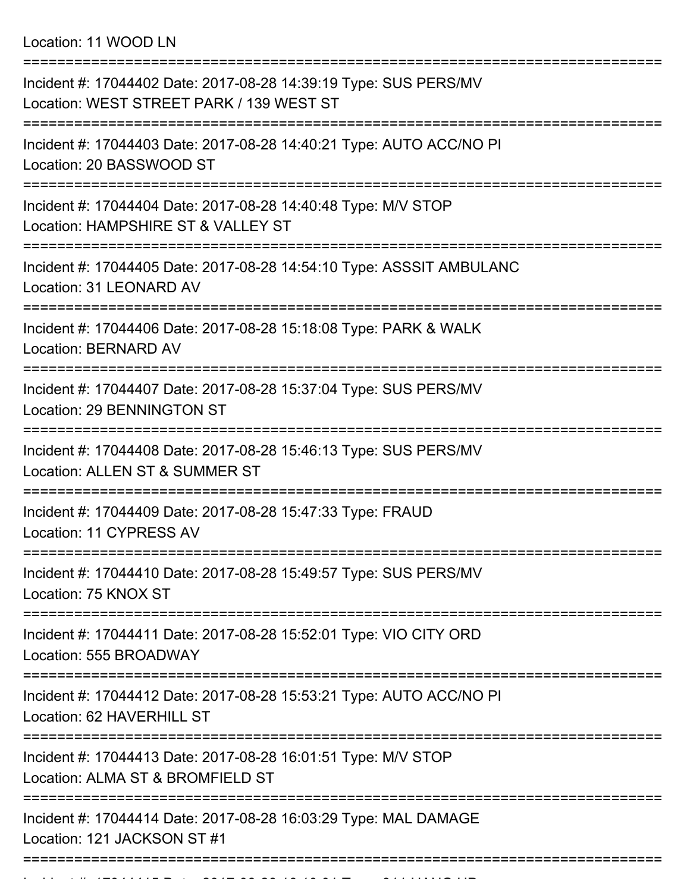Location: 11 WOOD LN

===========================================================================

Incident #: 17044402 Date: 2017-08-28 14:39:19 Type: SUS PERS/MV
Location: WEST STREET PARK / 139 WEST ST

===========================================================================

Incident #: 17044403 Date: 2017-08-28 14:40:21 Type: AUTO ACC/NO PI
Location: 20 BASSWOOD ST

===========================================================================

Incident #: 17044404 Date: 2017-08-28 14:40:48 Type: M/V STOP
Location: HAMPSHIRE ST & VALLEY ST

===========================================================================

Incident #: 17044405 Date: 2017-08-28 14:54:10 Type: ASSSIT AMBULANC
Location: 31 LEONARD AV

===========================================================================

Incident #: 17044406 Date: 2017-08-28 15:18:08 Type: PARK & WALK
Location: BERNARD AV

===========================================================================

Incident #: 17044407 Date: 2017-08-28 15:37:04 Type: SUS PERS/MV
Location: 29 BENNINGTON ST

===========================================================================

Incident #: 17044408 Date: 2017-08-28 15:46:13 Type: SUS PERS/MV
Location: ALLEN ST & SUMMER ST

===========================================================================

Incident #: 17044409 Date: 2017-08-28 15:47:33 Type: FRAUD
Location: 11 CYPRESS AV

===========================================================================

Incident #: 17044410 Date: 2017-08-28 15:49:57 Type: SUS PERS/MV
Location: 75 KNOX ST

===========================================================================

Incident #: 17044411 Date: 2017-08-28 15:52:01 Type: VIO CITY ORD
Location: 555 BROADWAY

===========================================================================

Incident #: 17044412 Date: 2017-08-28 15:53:21 Type: AUTO ACC/NO PI
Location: 62 HAVERHILL ST

===========================================================================

Incident #: 17044413 Date: 2017-08-28 16:01:51 Type: M/V STOP
Location: ALMA ST & BROMFIELD ST

===========================================================================

Incident #: 17044414 Date: 2017-08-28 16:03:29 Type: MAL DAMAGE
Location: 121 JACKSON ST #1

===========================================================================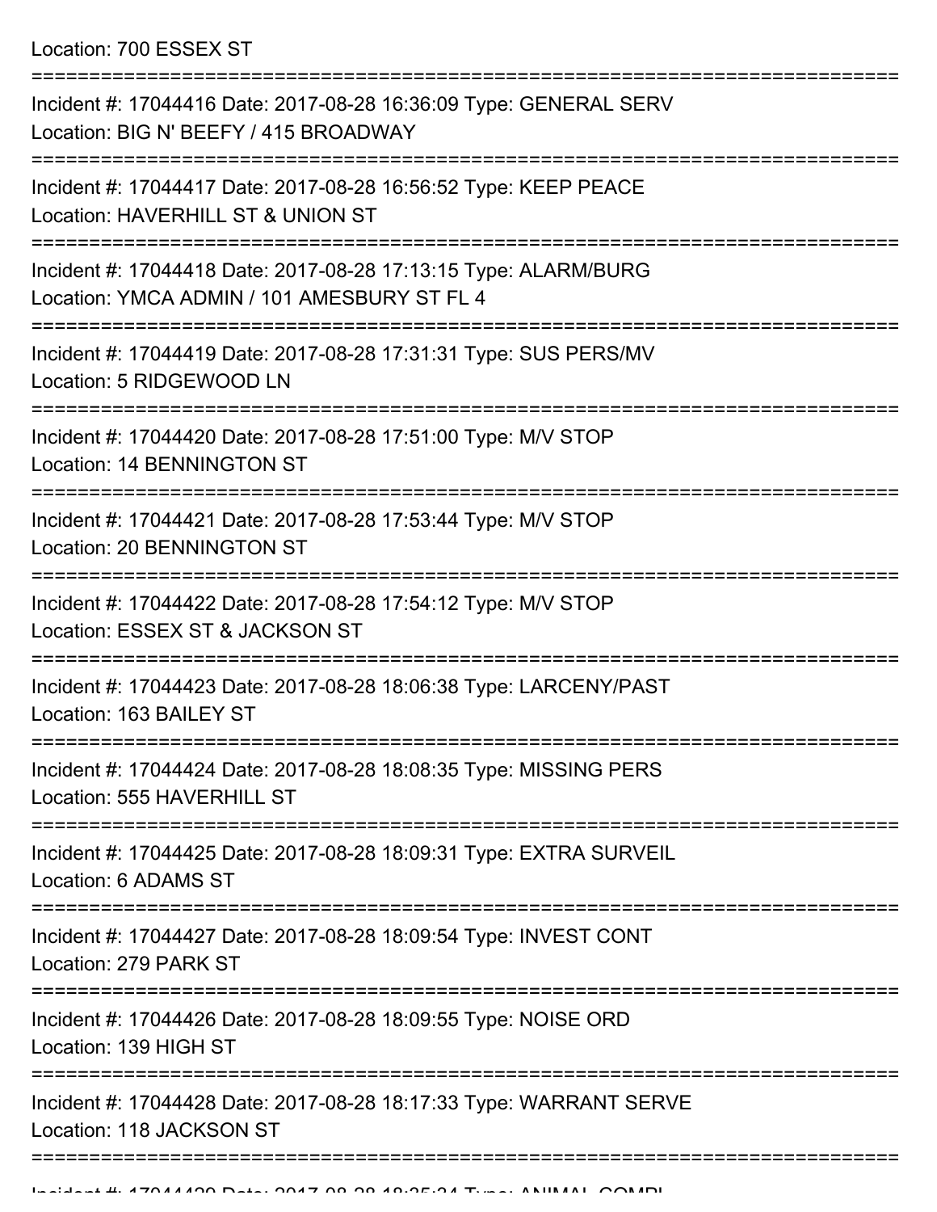Location: 700 ESSEX ST

===========================================================================

Incident #: 17044416 Date: 2017-08-28 16:36:09 Type: GENERAL SERV
Location: BIG N' BEEFY / 415 BROADWAY

===========================================================================

Incident #: 17044417 Date: 2017-08-28 16:56:52 Type: KEEP PEACE
Location: HAVERHILL ST & UNION ST

===========================================================================

Incident #: 17044418 Date: 2017-08-28 17:13:15 Type: ALARM/BURG
Location: YMCA ADMIN / 101 AMESBURY ST FL 4

===========================================================================

Incident #: 17044419 Date: 2017-08-28 17:31:31 Type: SUS PERS/MV
Location: 5 RIDGEWOOD LN

===========================================================================

Incident #: 17044420 Date: 2017-08-28 17:51:00 Type: M/V STOP
Location: 14 BENNINGTON ST

===========================================================================

Incident #: 17044421 Date: 2017-08-28 17:53:44 Type: M/V STOP
Location: 20 BENNINGTON ST

===========================================================================

Incident #: 17044422 Date: 2017-08-28 17:54:12 Type: M/V STOP
Location: ESSEX ST & JACKSON ST

===========================================================================

Incident #: 17044423 Date: 2017-08-28 18:06:38 Type: LARCENY/PAST
Location: 163 BAILEY ST

===========================================================================

Incident #: 17044424 Date: 2017-08-28 18:08:35 Type: MISSING PERS
Location: 555 HAVERHILL ST

===========================================================================

Incident #: 17044425 Date: 2017-08-28 18:09:31 Type: EXTRA SURVEIL
Location: 6 ADAMS ST

===========================================================================

Incident #: 17044427 Date: 2017-08-28 18:09:54 Type: INVEST CONT
Location: 279 PARK ST

===========================================================================

Incident #: 17044426 Date: 2017-08-28 18:09:55 Type: NOISE ORD
Location: 139 HIGH ST

===========================================================================

Incident #: 17044428 Date: 2017-08-28 18:17:33 Type: WARRANT SERVE
Location: 118 JACKSON ST

===========================================================================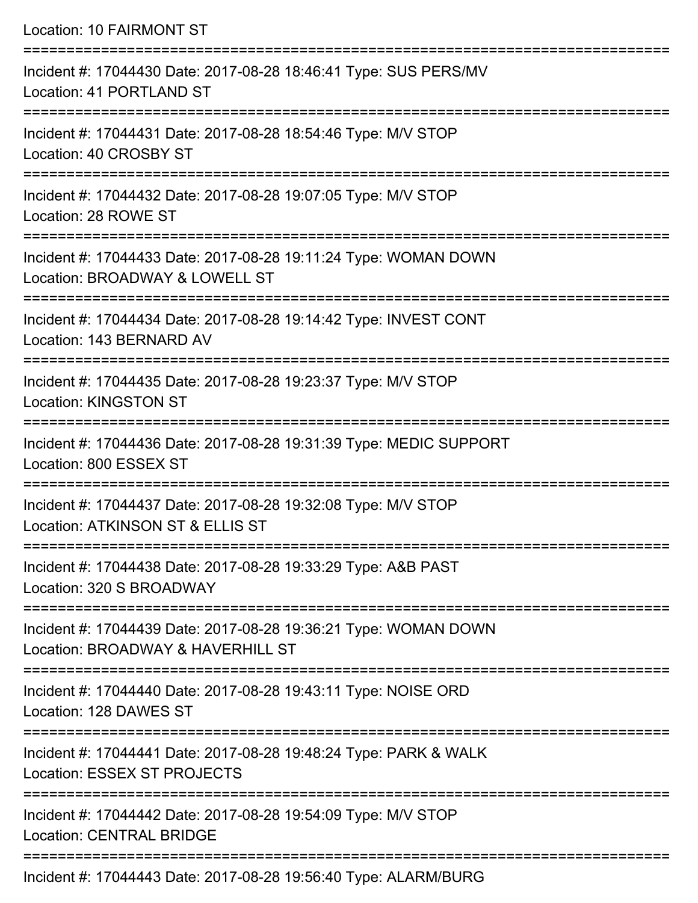Location: 10 FAIRMONT ST

===========================================================================

Incident #: 17044430 Date: 2017-08-28 18:46:41 Type: SUS PERS/MV
Location: 41 PORTLAND ST

===========================================================================

Incident #: 17044431 Date: 2017-08-28 18:54:46 Type: M/V STOP
Location: 40 CROSBY ST

===========================================================================

Incident #: 17044432 Date: 2017-08-28 19:07:05 Type: M/V STOP
Location: 28 ROWE ST

===========================================================================

Incident #: 17044433 Date: 2017-08-28 19:11:24 Type: WOMAN DOWN
Location: BROADWAY & LOWELL ST

===========================================================================

Incident #: 17044434 Date: 2017-08-28 19:14:42 Type: INVEST CONT
Location: 143 BERNARD AV

===========================================================================

Incident #: 17044435 Date: 2017-08-28 19:23:37 Type: M/V STOP
Location: KINGSTON ST

===========================================================================

Incident #: 17044436 Date: 2017-08-28 19:31:39 Type: MEDIC SUPPORT
Location: 800 ESSEX ST

===========================================================================

Incident #: 17044437 Date: 2017-08-28 19:32:08 Type: M/V STOP
Location: ATKINSON ST & ELLIS ST

===========================================================================

Incident #: 17044438 Date: 2017-08-28 19:33:29 Type: A&B PAST
Location: 320 S BROADWAY

===========================================================================

Incident #: 17044439 Date: 2017-08-28 19:36:21 Type: WOMAN DOWN
Location: BROADWAY & HAVERHILL ST

===========================================================================

Incident #: 17044440 Date: 2017-08-28 19:43:11 Type: NOISE ORD
Location: 128 DAWES ST

===========================================================================

Incident #: 17044441 Date: 2017-08-28 19:48:24 Type: PARK & WALK
Location: ESSEX ST PROJECTS

===========================================================================

Incident #: 17044442 Date: 2017-08-28 19:54:09 Type: M/V STOP
Location: CENTRAL BRIDGE

===========================================================================

Incident #: 17044443 Date: 2017-08-28 19:56:40 Type: ALARM/BURG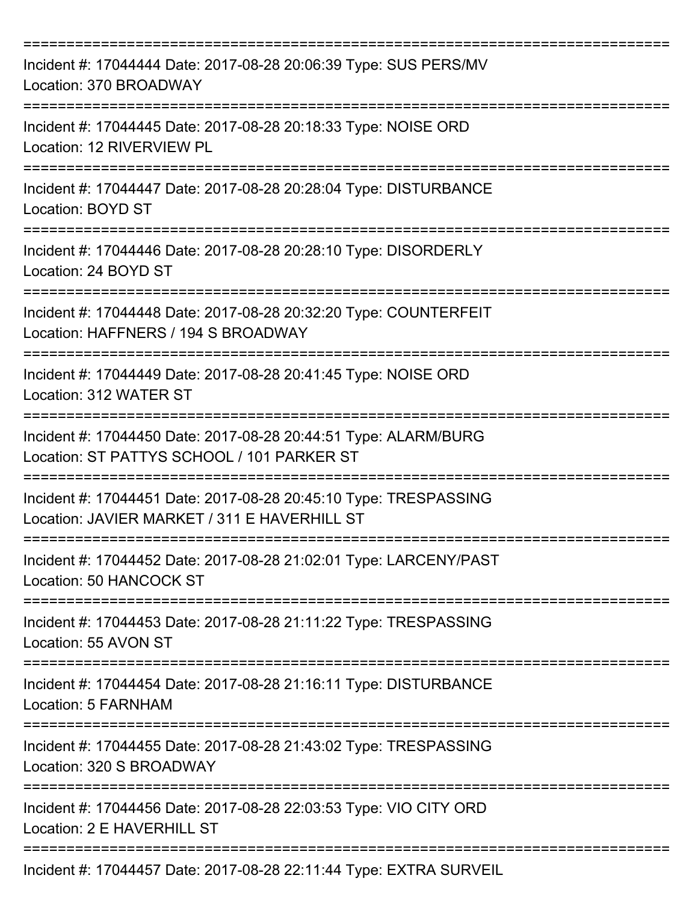===========================================================================

Incident #: 17044444 Date: 2017-08-28 20:06:39 Type: SUS PERS/MV
Location: 370 BROADWAY

===========================================================================

Incident #: 17044445 Date: 2017-08-28 20:18:33 Type: NOISE ORD
Location: 12 RIVERVIEW PL

===========================================================================

Incident #: 17044447 Date: 2017-08-28 20:28:04 Type: DISTURBANCE
Location: BOYD ST

===========================================================================

Incident #: 17044446 Date: 2017-08-28 20:28:10 Type: DISORDERLY
Location: 24 BOYD ST

===========================================================================

Incident #: 17044448 Date: 2017-08-28 20:32:20 Type: COUNTERFEIT
Location: HAFFNERS / 194 S BROADWAY

===========================================================================

Incident #: 17044449 Date: 2017-08-28 20:41:45 Type: NOISE ORD
Location: 312 WATER ST

===========================================================================

Incident #: 17044450 Date: 2017-08-28 20:44:51 Type: ALARM/BURG
Location: ST PATTYS SCHOOL / 101 PARKER ST

===========================================================================

Incident #: 17044451 Date: 2017-08-28 20:45:10 Type: TRESPASSING
Location: JAVIER MARKET / 311 E HAVERHILL ST

===========================================================================

Incident #: 17044452 Date: 2017-08-28 21:02:01 Type: LARCENY/PAST
Location: 50 HANCOCK ST

===========================================================================

Incident #: 17044453 Date: 2017-08-28 21:11:22 Type: TRESPASSING
Location: 55 AVON ST

===========================================================================

Incident #: 17044454 Date: 2017-08-28 21:16:11 Type: DISTURBANCE
Location: 5 FARNHAM

===========================================================================

Incident #: 17044455 Date: 2017-08-28 21:43:02 Type: TRESPASSING
Location: 320 S BROADWAY

===========================================================================

Incident #: 17044456 Date: 2017-08-28 22:03:53 Type: VIO CITY ORD
Location: 2 E HAVERHILL ST

===========================================================================

Incident #: 17044457 Date: 2017-08-28 22:11:44 Type: EXTRA SURVEIL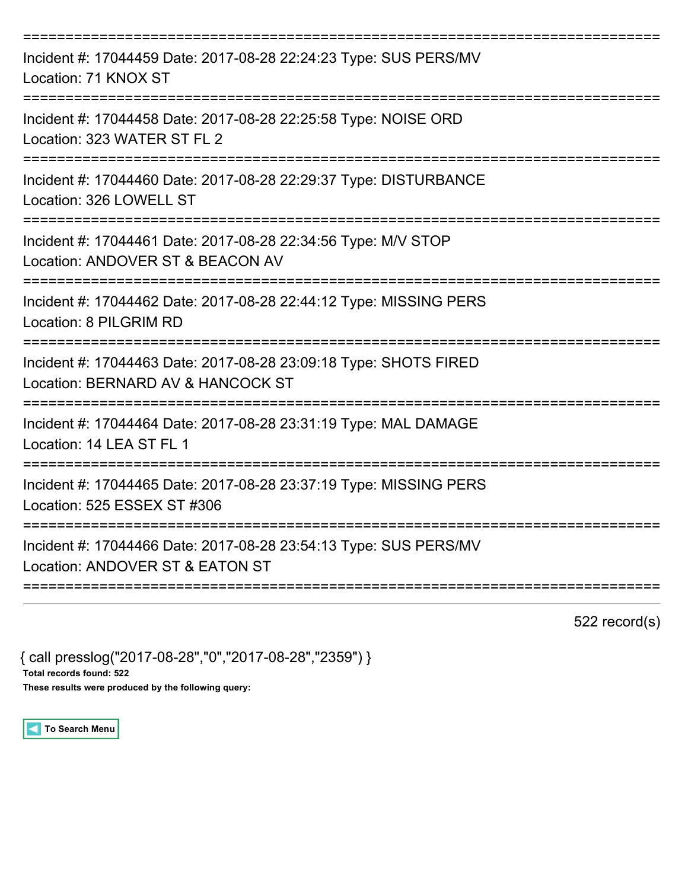===========================================================================

Incident #: 17044459 Date: 2017-08-28 22:24:23 Type: SUS PERS/MV
Location: 71 KNOX ST

===========================================================================

Incident #: 17044458 Date: 2017-08-28 22:25:58 Type: NOISE ORD
Location: 323 WATER ST FL 2

===========================================================================

Incident #: 17044460 Date: 2017-08-28 22:29:37 Type: DISTURBANCE
Location: 326 LOWELL ST

===========================================================================

Incident #: 17044461 Date: 2017-08-28 22:34:56 Type: M/V STOP
Location: ANDOVER ST & BEACON AV

===========================================================================

Incident #: 17044462 Date: 2017-08-28 22:44:12 Type: MISSING PERS
Location: 8 PILGRIM RD

===========================================================================

Incident #: 17044463 Date: 2017-08-28 23:09:18 Type: SHOTS FIRED
Location: BERNARD AV & HANCOCK ST

===========================================================================

Incident #: 17044464 Date: 2017-08-28 23:31:19 Type: MAL DAMAGE
Location: 14 LEA ST FL 1

===========================================================================

Incident #: 17044465 Date: 2017-08-28 23:37:19 Type: MISSING PERS
Location: 525 ESSEX ST #306

===========================================================================

Incident #: 17044466 Date: 2017-08-28 23:54:13 Type: SUS PERS/MV
Location: ANDOVER ST & EATON ST

===========================================================================

522 record(s)

{ call presslog("2017-08-28","0","2017-08-28","2359") }

**Total records found: 522**

**These results were produced by the following query:**

To Search Menu